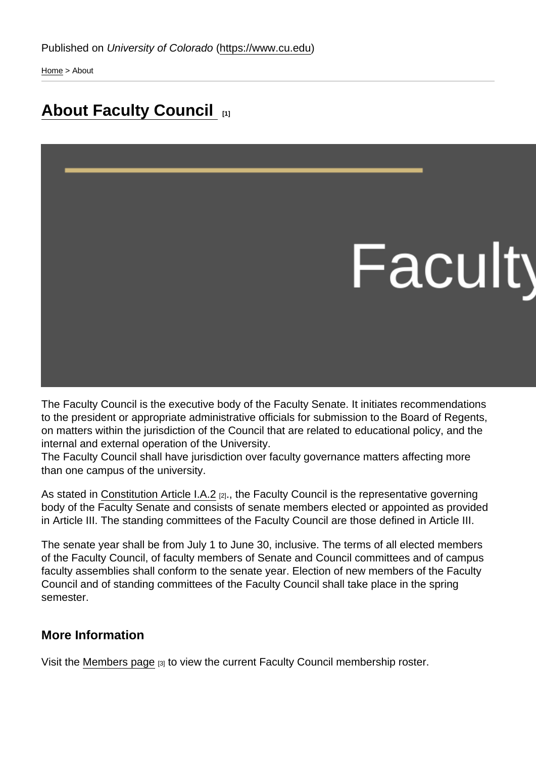Published on *University of Colorado* (https://www.cu.edu)

Home > About

# About Faculty Council [1]

The Faculty Council is the executive body of the Faculty Senate. It initiates recommendations to the president or appropriate administrative officials for submission to the Board of Regents, on matters within the jurisdiction of the Council that are related to educational policy, and the internal and external operation of the University.
The Faculty Council shall have jurisdiction over faculty governance matters affecting more than one campus of the university.

As stated in Constitution Article I.A.2 [2]., the Faculty Council is the representative governing body of the Faculty Senate and consists of senate members elected or appointed as provided in Article III. The standing committees of the Faculty Council are those defined in Article III.

The senate year shall be from July 1 to June 30, inclusive. The terms of all elected members of the Faculty Council, of faculty members of Senate and Council committees and of campus faculty assemblies shall conform to the senate year. Election of new members of the Faculty Council and of standing committees of the Faculty Council shall take place in the spring semester.

## More Information

Visit the Members page [3] to view the current Faculty Council membership roster.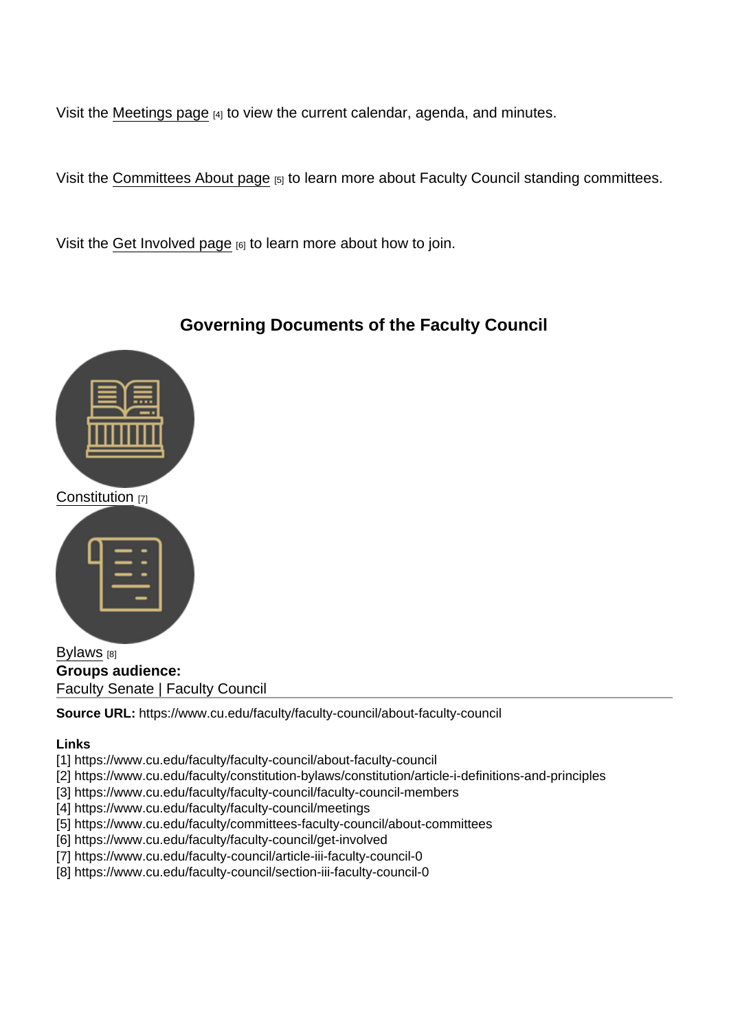Visit the Meetings page [4] to view the current calendar, agenda, and minutes.

Visit the Committees About page [5] to learn more about Faculty Council standing committees.

Visit the Get Involved page [6] to learn more about how to join.

## Governing Documents of the Faculty Council

Constitution [7]

Bylaws [8]

**Groups audience:**
Faculty Senate | Faculty Council

---

**Source URL:** https://www.cu.edu/faculty/faculty-council/about-faculty-council

**Links**
[1] https://www.cu.edu/faculty/faculty-council/about-faculty-council
[2] https://www.cu.edu/faculty/constitution-bylaws/constitution/article-i-definitions-and-principles
[3] https://www.cu.edu/faculty/faculty-council/faculty-council-members
[4] https://www.cu.edu/faculty/faculty-council/meetings
[5] https://www.cu.edu/faculty/committees-faculty-council/about-committees
[6] https://www.cu.edu/faculty/faculty-council/get-involved
[7] https://www.cu.edu/faculty-council/article-iii-faculty-council-0
[8] https://www.cu.edu/faculty-council/section-iii-faculty-council-0